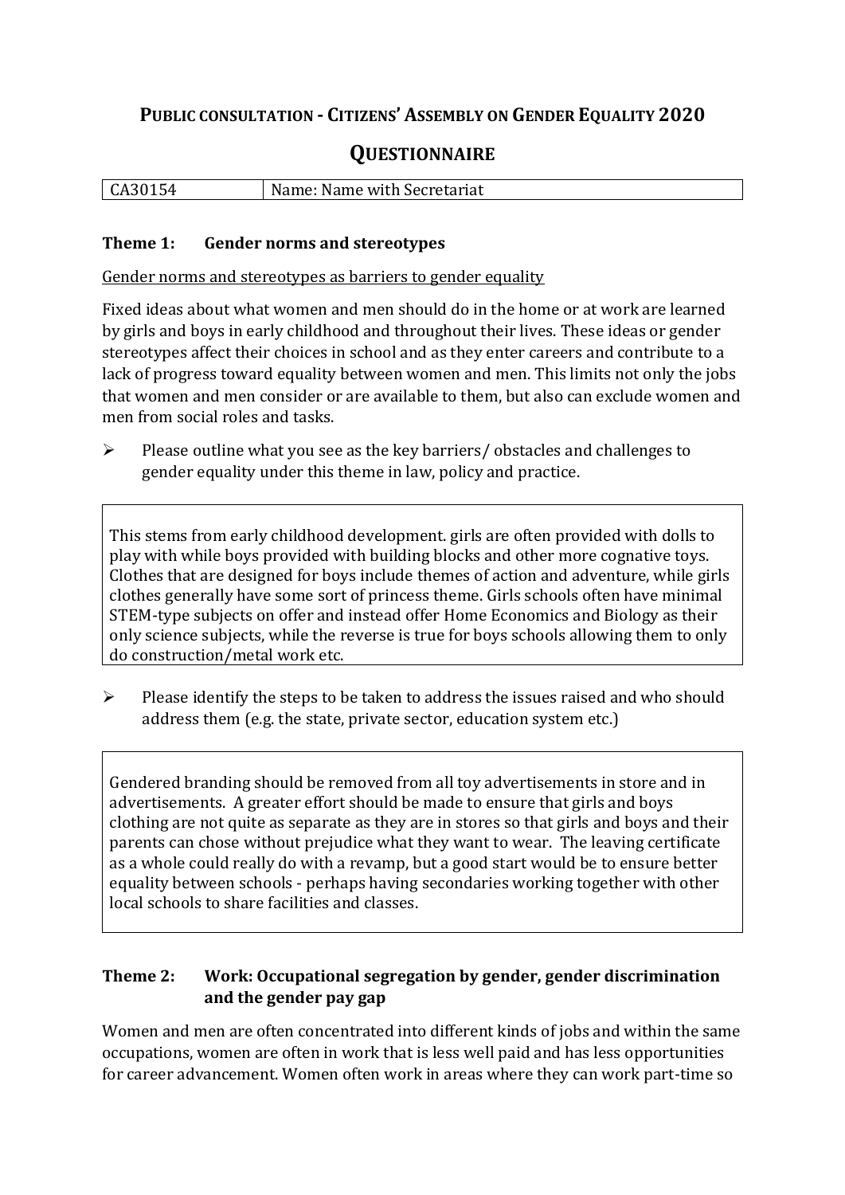# PUBLIC CONSULTATION - CITIZENS' ASSEMBLY ON GENDER EQUALITY 2020

## QUESTIONNAIRE

| CA30154 | Name: Name with Secretariat |
|---|---|

### Theme 1: Gender norms and stereotypes

Gender norms and stereotypes as barriers to gender equality

Fixed ideas about what women and men should do in the home or at work are learned by girls and boys in early childhood and throughout their lives. These ideas or gender stereotypes affect their choices in school and as they enter careers and contribute to a lack of progress toward equality between women and men. This limits not only the jobs that women and men consider or are available to them, but also can exclude women and men from social roles and tasks.

- Please outline what you see as the key barriers/ obstacles and challenges to gender equality under this theme in law, policy and practice.

This stems from early childhood development. girls are often provided with dolls to play with while boys provided with building blocks and other more cognative toys. Clothes that are designed for boys include themes of action and adventure, while girls clothes generally have some sort of princess theme. Girls schools often have minimal STEM-type subjects on offer and instead offer Home Economics and Biology as their only science subjects, while the reverse is true for boys schools allowing them to only do construction/metal work etc.

- Please identify the steps to be taken to address the issues raised and who should address them (e.g. the state, private sector, education system etc.)

Gendered branding should be removed from all toy advertisements in store and in advertisements. A greater effort should be made to ensure that girls and boys clothing are not quite as separate as they are in stores so that girls and boys and their parents can chose without prejudice what they want to wear. The leaving certificate as a whole could really do with a revamp, but a good start would be to ensure better equality between schools - perhaps having secondaries working together with other local schools to share facilities and classes.

### Theme 2: Work: Occupational segregation by gender, gender discrimination and the gender pay gap

Women and men are often concentrated into different kinds of jobs and within the same occupations, women are often in work that is less well paid and has less opportunities for career advancement. Women often work in areas where they can work part-time so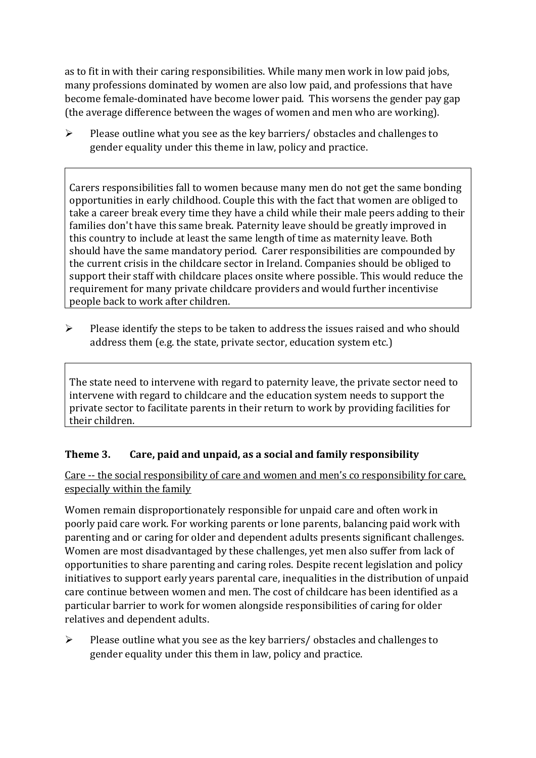as to fit in with their caring responsibilities. While many men work in low paid jobs, many professions dominated by women are also low paid, and professions that have become female-dominated have become lower paid. This worsens the gender pay gap (the average difference between the wages of women and men who are working).

- Please outline what you see as the key barriers/ obstacles and challenges to gender equality under this theme in law, policy and practice.

> Carers responsibilities fall to women because many men do not get the same bonding opportunities in early childhood. Couple this with the fact that women are obliged to take a career break every time they have a child while their male peers adding to their families don't have this same break. Paternity leave should be greatly improved in this country to include at least the same length of time as maternity leave. Both should have the same mandatory period. Carer responsibilities are compounded by the current crisis in the childcare sector in Ireland. Companies should be obliged to support their staff with childcare places onsite where possible. This would reduce the requirement for many private childcare providers and would further incentivise people back to work after children.

- Please identify the steps to be taken to address the issues raised and who should address them (e.g. the state, private sector, education system etc.)

> The state need to intervene with regard to paternity leave, the private sector need to intervene with regard to childcare and the education system needs to support the private sector to facilitate parents in their return to work by providing facilities for their children.

### Theme 3. Care, paid and unpaid, as a social and family responsibility

<u>Care -- the social responsibility of care and women and men's co responsibility for care, especially within the family</u>

Women remain disproportionately responsible for unpaid care and often work in poorly paid care work. For working parents or lone parents, balancing paid work with parenting and or caring for older and dependent adults presents significant challenges. Women are most disadvantaged by these challenges, yet men also suffer from lack of opportunities to share parenting and caring roles. Despite recent legislation and policy initiatives to support early years parental care, inequalities in the distribution of unpaid care continue between women and men. The cost of childcare has been identified as a particular barrier to work for women alongside responsibilities of caring for older relatives and dependent adults.

- Please outline what you see as the key barriers/ obstacles and challenges to gender equality under this them in law, policy and practice.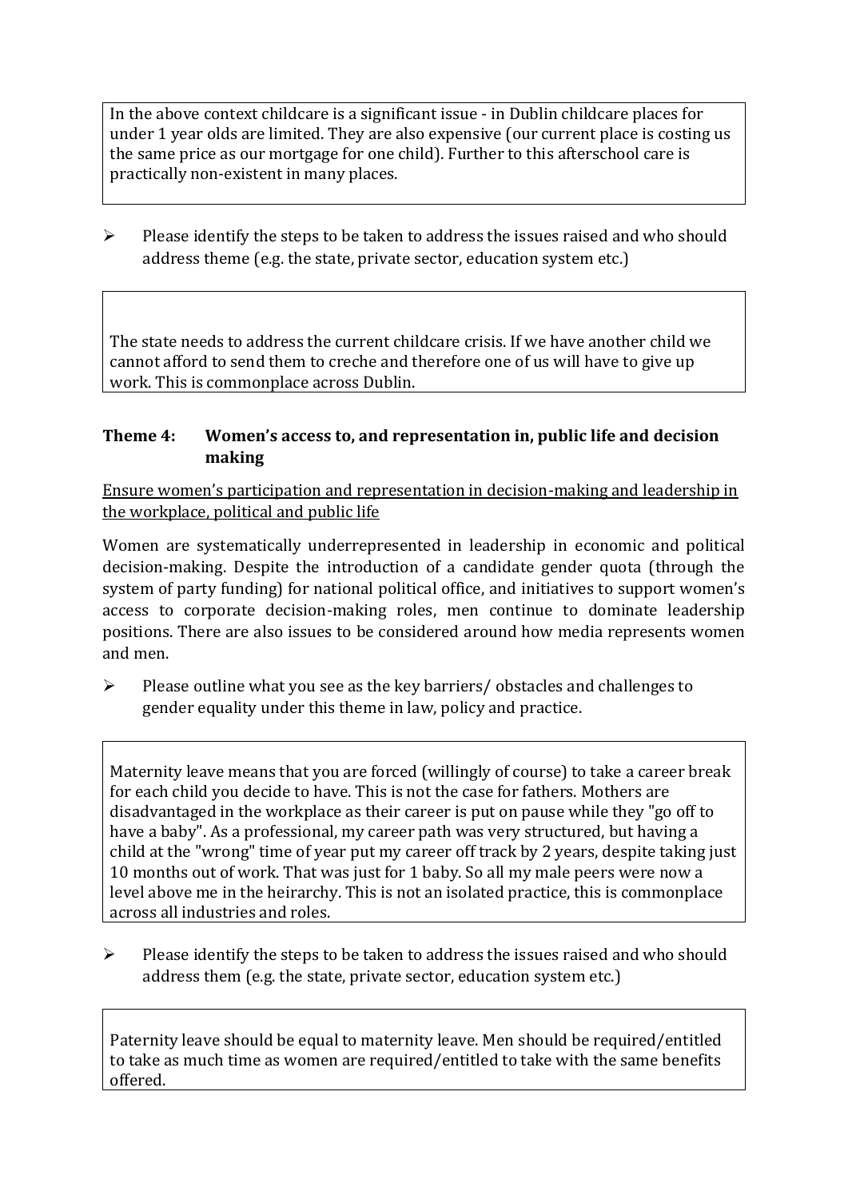In the above context childcare is a significant issue - in Dublin childcare places for under 1 year olds are limited. They are also expensive (our current place is costing us the same price as our mortgage for one child). Further to this afterschool care is practically non-existent in many places.

- Please identify the steps to be taken to address the issues raised and who should address theme (e.g. the state, private sector, education system etc.)

The state needs to address the current childcare crisis. If we have another child we cannot afford to send them to creche and therefore one of us will have to give up work. This is commonplace across Dublin.

### Theme 4: Women's access to, and representation in, public life and decision making

<u>Ensure women's participation and representation in decision-making and leadership in the workplace, political and public life</u>

Women are systematically underrepresented in leadership in economic and political decision-making. Despite the introduction of a candidate gender quota (through the system of party funding) for national political office, and initiatives to support women's access to corporate decision-making roles, men continue to dominate leadership positions. There are also issues to be considered around how media represents women and men.

- Please outline what you see as the key barriers/ obstacles and challenges to gender equality under this theme in law, policy and practice.

Maternity leave means that you are forced (willingly of course) to take a career break for each child you decide to have. This is not the case for fathers. Mothers are disadvantaged in the workplace as their career is put on pause while they "go off to have a baby". As a professional, my career path was very structured, but having a child at the "wrong" time of year put my career off track by 2 years, despite taking just 10 months out of work. That was just for 1 baby. So all my male peers were now a level above me in the heirarchy. This is not an isolated practice, this is commonplace across all industries and roles.

- Please identify the steps to be taken to address the issues raised and who should address them (e.g. the state, private sector, education system etc.)

Paternity leave should be equal to maternity leave. Men should be required/entitled to take as much time as women are required/entitled to take with the same benefits offered.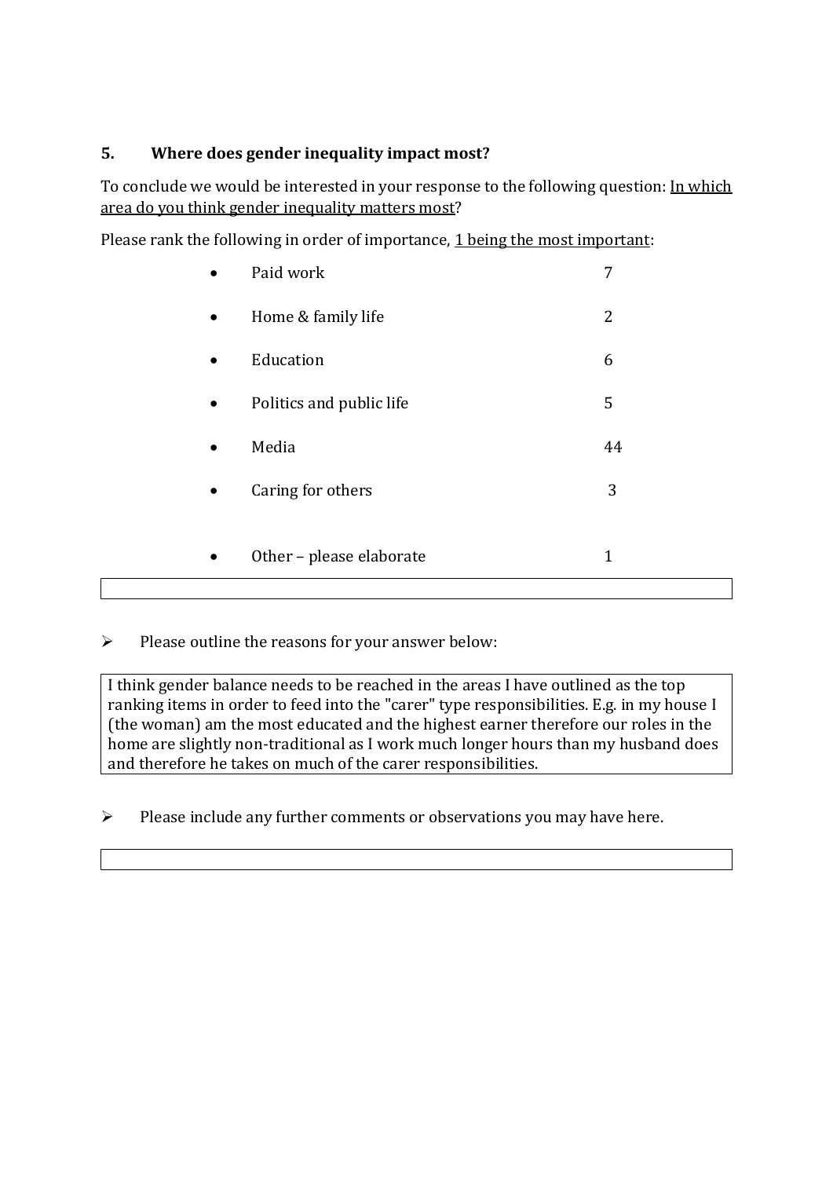## 5. Where does gender inequality impact most?

To conclude we would be interested in your response to the following question: <u>In which area do you think gender inequality matters most</u>?

Please rank the following in order of importance, <u>1 being the most important</u>:

| | |
|---|---|
| Paid work | 7 |
| Home & family life | 2 |
| Education | 6 |
| Politics and public life | 5 |
| Media | 44 |
| Caring for others | 3 |
| Other – please elaborate | 1 |

- Please outline the reasons for your answer below:

I think gender balance needs to be reached in the areas I have outlined as the top ranking items in order to feed into the "carer" type responsibilities. E.g. in my house I (the woman) am the most educated and the highest earner therefore our roles in the home are slightly non-traditional as I work much longer hours than my husband does and therefore he takes on much of the carer responsibilities.

- Please include any further comments or observations you may have here.